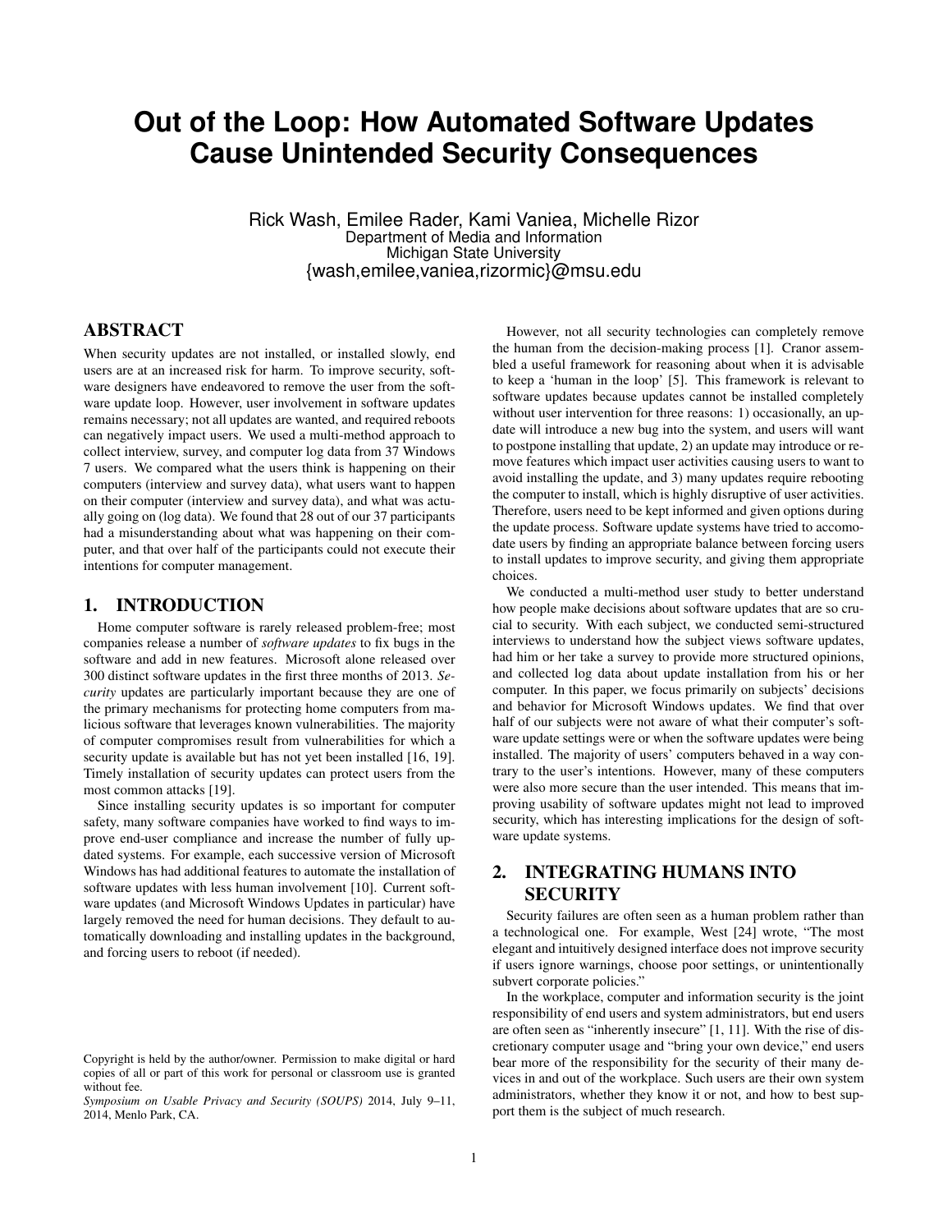# Out of the Loop: How Automated Software Updates Cause Unintended Security Consequences

Rick Wash, Emilee Rader, Kami Vaniea, Michelle Rizor
Department of Media and Information
Michigan State University
{wash,emilee,vaniea,rizormic}@msu.edu

## ABSTRACT

When security updates are not installed, or installed slowly, end users are at an increased risk for harm. To improve security, software designers have endeavored to remove the user from the software update loop. However, user involvement in software updates remains necessary; not all updates are wanted, and required reboots can negatively impact users. We used a multi-method approach to collect interview, survey, and computer log data from 37 Windows 7 users. We compared what the users think is happening on their computers (interview and survey data), what users want to happen on their computer (interview and survey data), and what was actually going on (log data). We found that 28 out of our 37 participants had a misunderstanding about what was happening on their computer, and that over half of the participants could not execute their intentions for computer management.

## 1. INTRODUCTION

Home computer software is rarely released problem-free; most companies release a number of *software updates* to fix bugs in the software and add in new features. Microsoft alone released over 300 distinct software updates in the first three months of 2013. *Security* updates are particularly important because they are one of the primary mechanisms for protecting home computers from malicious software that leverages known vulnerabilities. The majority of computer compromises result from vulnerabilities for which a security update is available but has not yet been installed [16, 19]. Timely installation of security updates can protect users from the most common attacks [19].

Since installing security updates is so important for computer safety, many software companies have worked to find ways to improve end-user compliance and increase the number of fully updated systems. For example, each successive version of Microsoft Windows has had additional features to automate the installation of software updates with less human involvement [10]. Current software updates (and Microsoft Windows Updates in particular) have largely removed the need for human decisions. They default to automatically downloading and installing updates in the background, and forcing users to reboot (if needed).

However, not all security technologies can completely remove the human from the decision-making process [1]. Cranor assembled a useful framework for reasoning about when it is advisable to keep a 'human in the loop' [5]. This framework is relevant to software updates because updates cannot be installed completely without user intervention for three reasons: 1) occasionally, an update will introduce a new bug into the system, and users will want to postpone installing that update, 2) an update may introduce or remove features which impact user activities causing users to want to avoid installing the update, and 3) many updates require rebooting the computer to install, which is highly disruptive of user activities. Therefore, users need to be kept informed and given options during the update process. Software update systems have tried to accomodate users by finding an appropriate balance between forcing users to install updates to improve security, and giving them appropriate choices.

We conducted a multi-method user study to better understand how people make decisions about software updates that are so crucial to security. With each subject, we conducted semi-structured interviews to understand how the subject views software updates, had him or her take a survey to provide more structured opinions, and collected log data about update installation from his or her computer. In this paper, we focus primarily on subjects' decisions and behavior for Microsoft Windows updates. We find that over half of our subjects were not aware of what their computer's software update settings were or when the software updates were being installed. The majority of users' computers behaved in a way contrary to the user's intentions. However, many of these computers were also more secure than the user intended. This means that improving usability of software updates might not lead to improved security, which has interesting implications for the design of software update systems.

## 2. INTEGRATING HUMANS INTO SECURITY

Security failures are often seen as a human problem rather than a technological one. For example, West [24] wrote, "The most elegant and intuitively designed interface does not improve security if users ignore warnings, choose poor settings, or unintentionally subvert corporate policies."

In the workplace, computer and information security is the joint responsibility of end users and system administrators, but end users are often seen as "inherently insecure" [1, 11]. With the rise of discretionary computer usage and "bring your own device," end users bear more of the responsibility for the security of their many devices in and out of the workplace. Such users are their own system administrators, whether they know it or not, and how to best support them is the subject of much research.

Copyright is held by the author/owner. Permission to make digital or hard copies of all or part of this work for personal or classroom use is granted without fee.
*Symposium on Usable Privacy and Security (SOUPS)* 2014, July 9–11, 2014, Menlo Park, CA.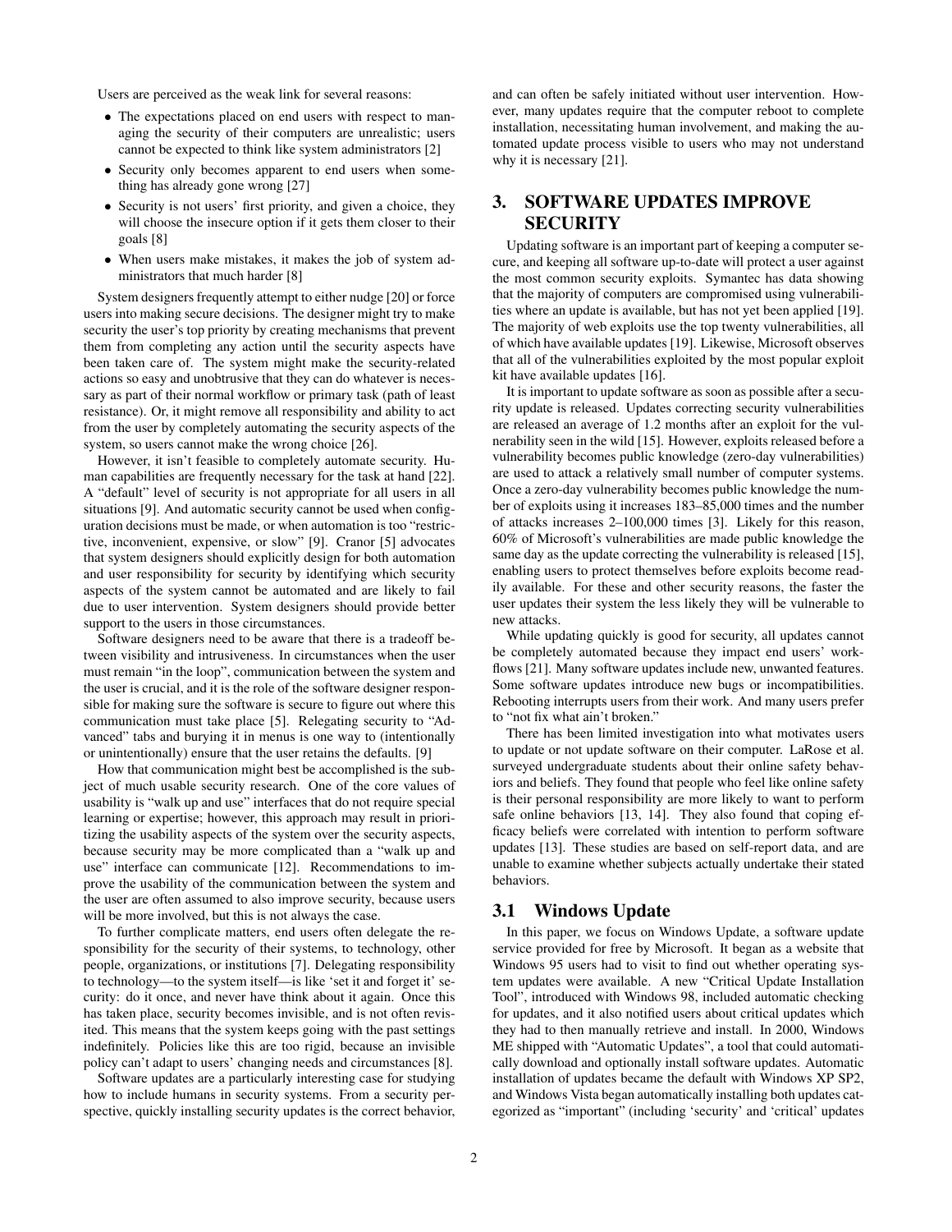Users are perceived as the weak link for several reasons:

- The expectations placed on end users with respect to managing the security of their computers are unrealistic; users cannot be expected to think like system administrators [2]
- Security only becomes apparent to end users when something has already gone wrong [27]
- Security is not users' first priority, and given a choice, they will choose the insecure option if it gets them closer to their goals [8]
- When users make mistakes, it makes the job of system administrators that much harder [8]

System designers frequently attempt to either nudge [20] or force users into making secure decisions. The designer might try to make security the user's top priority by creating mechanisms that prevent them from completing any action until the security aspects have been taken care of. The system might make the security-related actions so easy and unobtrusive that they can do whatever is necessary as part of their normal workflow or primary task (path of least resistance). Or, it might remove all responsibility and ability to act from the user by completely automating the security aspects of the system, so users cannot make the wrong choice [26].

However, it isn't feasible to completely automate security. Human capabilities are frequently necessary for the task at hand [22]. A "default" level of security is not appropriate for all users in all situations [9]. And automatic security cannot be used when configuration decisions must be made, or when automation is too "restrictive, inconvenient, expensive, or slow" [9]. Cranor [5] advocates that system designers should explicitly design for both automation and user responsibility for security by identifying which security aspects of the system cannot be automated and are likely to fail due to user intervention. System designers should provide better support to the users in those circumstances.

Software designers need to be aware that there is a tradeoff between visibility and intrusiveness. In circumstances when the user must remain "in the loop", communication between the system and the user is crucial, and it is the role of the software designer responsible for making sure the software is secure to figure out where this communication must take place [5]. Relegating security to "Advanced" tabs and burying it in menus is one way to (intentionally or unintentionally) ensure that the user retains the defaults. [9]

How that communication might best be accomplished is the subject of much usable security research. One of the core values of usability is "walk up and use" interfaces that do not require special learning or expertise; however, this approach may result in prioritizing the usability aspects of the system over the security aspects, because security may be more complicated than a "walk up and use" interface can communicate [12]. Recommendations to improve the usability of the communication between the system and the user are often assumed to also improve security, because users will be more involved, but this is not always the case.

To further complicate matters, end users often delegate the responsibility for the security of their systems, to technology, other people, organizations, or institutions [7]. Delegating responsibility to technology—to the system itself—is like 'set it and forget it' security: do it once, and never have think about it again. Once this has taken place, security becomes invisible, and is not often revisited. This means that the system keeps going with the past settings indefinitely. Policies like this are too rigid, because an invisible policy can't adapt to users' changing needs and circumstances [8].

Software updates are a particularly interesting case for studying how to include humans in security systems. From a security perspective, quickly installing security updates is the correct behavior, and can often be safely initiated without user intervention. However, many updates require that the computer reboot to complete installation, necessitating human involvement, and making the automated update process visible to users who may not understand why it is necessary [21].

## 3. SOFTWARE UPDATES IMPROVE SECURITY

Updating software is an important part of keeping a computer secure, and keeping all software up-to-date will protect a user against the most common security exploits. Symantec has data showing that the majority of computers are compromised using vulnerabilities where an update is available, but has not yet been applied [19]. The majority of web exploits use the top twenty vulnerabilities, all of which have available updates [19]. Likewise, Microsoft observes that all of the vulnerabilities exploited by the most popular exploit kit have available updates [16].

It is important to update software as soon as possible after a security update is released. Updates correcting security vulnerabilities are released an average of 1.2 months after an exploit for the vulnerability seen in the wild [15]. However, exploits released before a vulnerability becomes public knowledge (zero-day vulnerabilities) are used to attack a relatively small number of computer systems. Once a zero-day vulnerability becomes public knowledge the number of exploits using it increases 183–85,000 times and the number of attacks increases 2–100,000 times [3]. Likely for this reason, 60% of Microsoft's vulnerabilities are made public knowledge the same day as the update correcting the vulnerability is released [15], enabling users to protect themselves before exploits become readily available. For these and other security reasons, the faster the user updates their system the less likely they will be vulnerable to new attacks.

While updating quickly is good for security, all updates cannot be completely automated because they impact end users' workflows [21]. Many software updates include new, unwanted features. Some software updates introduce new bugs or incompatibilities. Rebooting interrupts users from their work. And many users prefer to "not fix what ain't broken."

There has been limited investigation into what motivates users to update or not update software on their computer. LaRose et al. surveyed undergraduate students about their online safety behaviors and beliefs. They found that people who feel like online safety is their personal responsibility are more likely to want to perform safe online behaviors [13, 14]. They also found that coping efficacy beliefs were correlated with intention to perform software updates [13]. These studies are based on self-report data, and are unable to examine whether subjects actually undertake their stated behaviors.

### 3.1 Windows Update

In this paper, we focus on Windows Update, a software update service provided for free by Microsoft. It began as a website that Windows 95 users had to visit to find out whether operating system updates were available. A new "Critical Update Installation Tool", introduced with Windows 98, included automatic checking for updates, and it also notified users about critical updates which they had to then manually retrieve and install. In 2000, Windows ME shipped with "Automatic Updates", a tool that could automatically download and optionally install software updates. Automatic installation of updates became the default with Windows XP SP2, and Windows Vista began automatically installing both updates categorized as "important" (including 'security' and 'critical' updates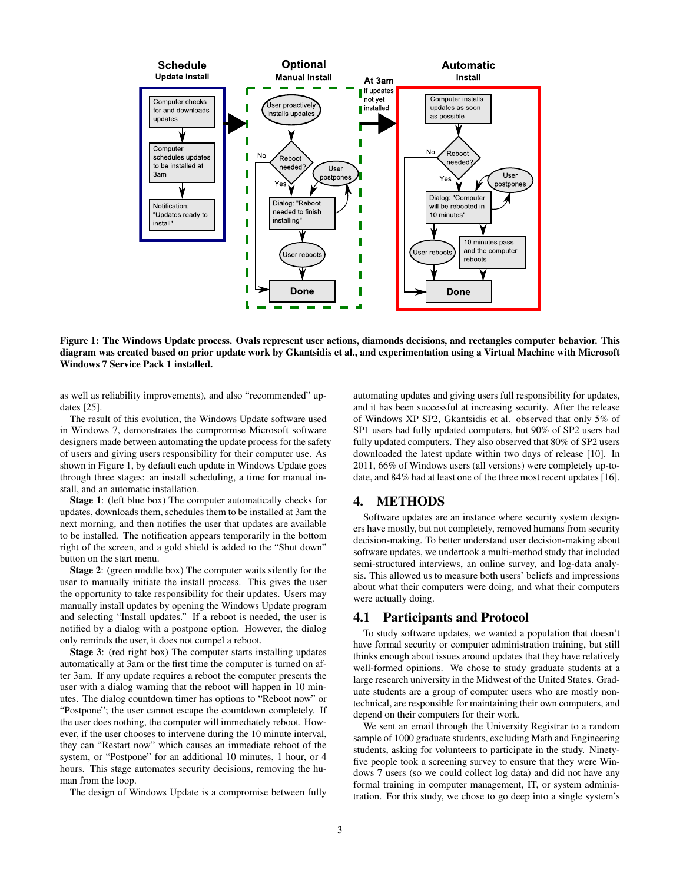**Figure 1: The Windows Update process. Ovals represent user actions, diamonds decisions, and rectangles computer behavior. This diagram was created based on prior update work by Gkantsidis et al., and experimentation using a Virtual Machine with Microsoft Windows 7 Service Pack 1 installed.**

as well as reliability improvements), and also "recommended" updates [25].

The result of this evolution, the Windows Update software used in Windows 7, demonstrates the compromise Microsoft software designers made between automating the update process for the safety of users and giving users responsibility for their computer use. As shown in Figure 1, by default each update in Windows Update goes through three stages: an install scheduling, a time for manual install, and an automatic installation.

**Stage 1**: (left blue box) The computer automatically checks for updates, downloads them, schedules them to be installed at 3am the next morning, and then notifies the user that updates are available to be installed. The notification appears temporarily in the bottom right of the screen, and a gold shield is added to the "Shut down" button on the start menu.

**Stage 2**: (green middle box) The computer waits silently for the user to manually initiate the install process. This gives the user the opportunity to take responsibility for their updates. Users may manually install updates by opening the Windows Update program and selecting "Install updates." If a reboot is needed, the user is notified by a dialog with a postpone option. However, the dialog only reminds the user, it does not compel a reboot.

**Stage 3**: (red right box) The computer starts installing updates automatically at 3am or the first time the computer is turned on after 3am. If any update requires a reboot the computer presents the user with a dialog warning that the reboot will happen in 10 minutes. The dialog countdown timer has options to "Reboot now" or "Postpone"; the user cannot escape the countdown completely. If the user does nothing, the computer will immediately reboot. However, if the user chooses to intervene during the 10 minute interval, they can "Restart now" which causes an immediate reboot of the system, or "Postpone" for an additional 10 minutes, 1 hour, or 4 hours. This stage automates security decisions, removing the human from the loop.

The design of Windows Update is a compromise between fully automating updates and giving users full responsibility for updates, and it has been successful at increasing security. After the release of Windows XP SP2, Gkantsidis et al. observed that only 5% of SP1 users had fully updated computers, but 90% of SP2 users had fully updated computers. They also observed that 80% of SP2 users downloaded the latest update within two days of release [10]. In 2011, 66% of Windows users (all versions) were completely up-to-date, and 84% had at least one of the three most recent updates [16].

## 4. METHODS

Software updates are an instance where security system designers have mostly, but not completely, removed humans from security decision-making. To better understand user decision-making about software updates, we undertook a multi-method study that included semi-structured interviews, an online survey, and log-data analysis. This allowed us to measure both users' beliefs and impressions about what their computers were doing, and what their computers were actually doing.

### 4.1 Participants and Protocol

To study software updates, we wanted a population that doesn't have formal security or computer administration training, but still thinks enough about issues around updates that they have relatively well-formed opinions. We chose to study graduate students at a large research university in the Midwest of the United States. Graduate students are a group of computer users who are mostly non-technical, are responsible for maintaining their own computers, and depend on their computers for their work.

We sent an email through the University Registrar to a random sample of 1000 graduate students, excluding Math and Engineering students, asking for volunteers to participate in the study. Ninety-five people took a screening survey to ensure that they were Windows 7 users (so we could collect log data) and did not have any formal training in computer management, IT, or system administration. For this study, we chose to go deep into a single system's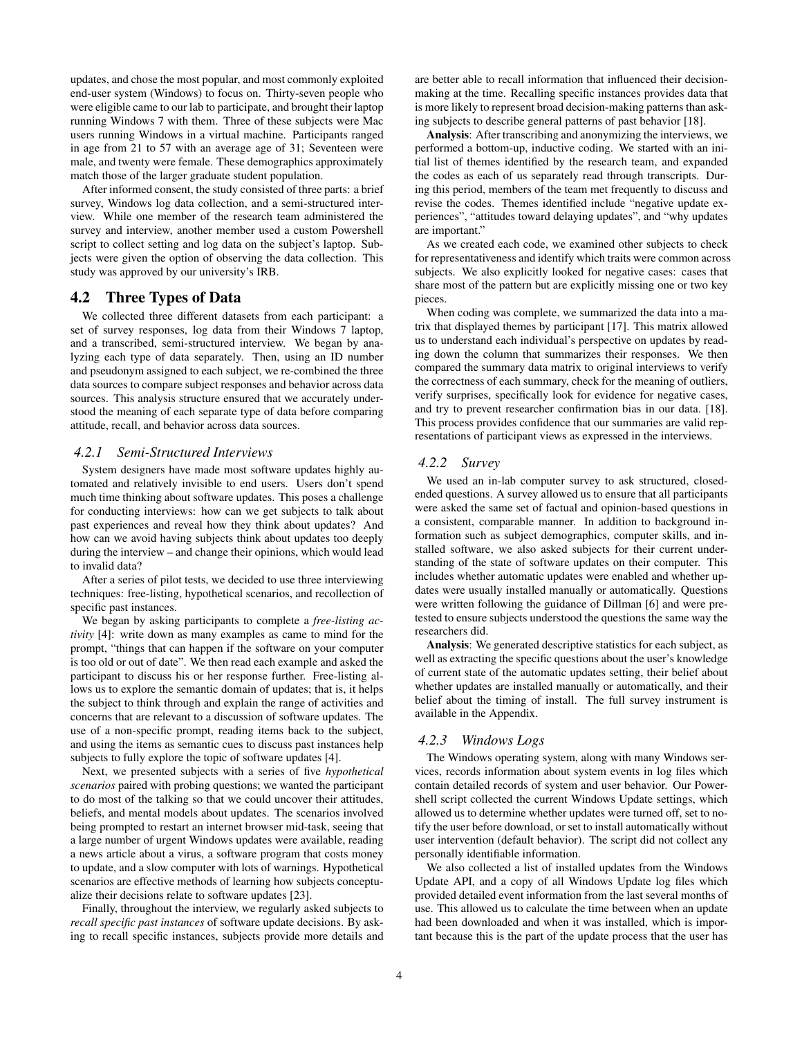updates, and chose the most popular, and most commonly exploited end-user system (Windows) to focus on. Thirty-seven people who were eligible came to our lab to participate, and brought their laptop running Windows 7 with them. Three of these subjects were Mac users running Windows in a virtual machine. Participants ranged in age from 21 to 57 with an average age of 31; Seventeen were male, and twenty were female. These demographics approximately match those of the larger graduate student population.

After informed consent, the study consisted of three parts: a brief survey, Windows log data collection, and a semi-structured interview. While one member of the research team administered the survey and interview, another member used a custom Powershell script to collect setting and log data on the subject's laptop. Subjects were given the option of observing the data collection. This study was approved by our university's IRB.

## 4.2 Three Types of Data

We collected three different datasets from each participant: a set of survey responses, log data from their Windows 7 laptop, and a transcribed, semi-structured interview. We began by analyzing each type of data separately. Then, using an ID number and pseudonym assigned to each subject, we re-combined the three data sources to compare subject responses and behavior across data sources. This analysis structure ensured that we accurately understood the meaning of each separate type of data before comparing attitude, recall, and behavior across data sources.

### 4.2.1 Semi-Structured Interviews

System designers have made most software updates highly automated and relatively invisible to end users. Users don't spend much time thinking about software updates. This poses a challenge for conducting interviews: how can we get subjects to talk about past experiences and reveal how they think about updates? And how can we avoid having subjects think about updates too deeply during the interview – and change their opinions, which would lead to invalid data?

After a series of pilot tests, we decided to use three interviewing techniques: free-listing, hypothetical scenarios, and recollection of specific past instances.

We began by asking participants to complete a *free-listing activity* [4]: write down as many examples as came to mind for the prompt, "things that can happen if the software on your computer is too old or out of date". We then read each example and asked the participant to discuss his or her response further. Free-listing allows us to explore the semantic domain of updates; that is, it helps the subject to think through and explain the range of activities and concerns that are relevant to a discussion of software updates. The use of a non-specific prompt, reading items back to the subject, and using the items as semantic cues to discuss past instances help subjects to fully explore the topic of software updates [4].

Next, we presented subjects with a series of five *hypothetical scenarios* paired with probing questions; we wanted the participant to do most of the talking so that we could uncover their attitudes, beliefs, and mental models about updates. The scenarios involved being prompted to restart an internet browser mid-task, seeing that a large number of urgent Windows updates were available, reading a news article about a virus, a software program that costs money to update, and a slow computer with lots of warnings. Hypothetical scenarios are effective methods of learning how subjects conceptualize their decisions relate to software updates [23].

Finally, throughout the interview, we regularly asked subjects to *recall specific past instances* of software update decisions. By asking to recall specific instances, subjects provide more details and are better able to recall information that influenced their decision-making at the time. Recalling specific instances provides data that is more likely to represent broad decision-making patterns than asking subjects to describe general patterns of past behavior [18].

**Analysis**: After transcribing and anonymizing the interviews, we performed a bottom-up, inductive coding. We started with an initial list of themes identified by the research team, and expanded the codes as each of us separately read through transcripts. During this period, members of the team met frequently to discuss and revise the codes. Themes identified include "negative update experiences", "attitudes toward delaying updates", and "why updates are important."

As we created each code, we examined other subjects to check for representativeness and identify which traits were common across subjects. We also explicitly looked for negative cases: cases that share most of the pattern but are explicitly missing one or two key pieces.

When coding was complete, we summarized the data into a matrix that displayed themes by participant [17]. This matrix allowed us to understand each individual's perspective on updates by reading down the column that summarizes their responses. We then compared the summary data matrix to original interviews to verify the correctness of each summary, check for the meaning of outliers, verify surprises, specifically look for evidence for negative cases, and try to prevent researcher confirmation bias in our data. [18]. This process provides confidence that our summaries are valid representations of participant views as expressed in the interviews.

### 4.2.2 Survey

We used an in-lab computer survey to ask structured, closed-ended questions. A survey allowed us to ensure that all participants were asked the same set of factual and opinion-based questions in a consistent, comparable manner. In addition to background information such as subject demographics, computer skills, and installed software, we also asked subjects for their current understanding of the state of software updates on their computer. This includes whether automatic updates were enabled and whether updates were usually installed manually or automatically. Questions were written following the guidance of Dillman [6] and were pretested to ensure subjects understood the questions the same way the researchers did.

**Analysis**: We generated descriptive statistics for each subject, as well as extracting the specific questions about the user's knowledge of current state of the automatic updates setting, their belief about whether updates are installed manually or automatically, and their belief about the timing of install. The full survey instrument is available in the Appendix.

### 4.2.3 Windows Logs

The Windows operating system, along with many Windows services, records information about system events in log files which contain detailed records of system and user behavior. Our Powershell script collected the current Windows Update settings, which allowed us to determine whether updates were turned off, set to notify the user before download, or set to install automatically without user intervention (default behavior). The script did not collect any personally identifiable information.

We also collected a list of installed updates from the Windows Update API, and a copy of all Windows Update log files which provided detailed event information from the last several months of use. This allowed us to calculate the time between when an update had been downloaded and when it was installed, which is important because this is the part of the update process that the user has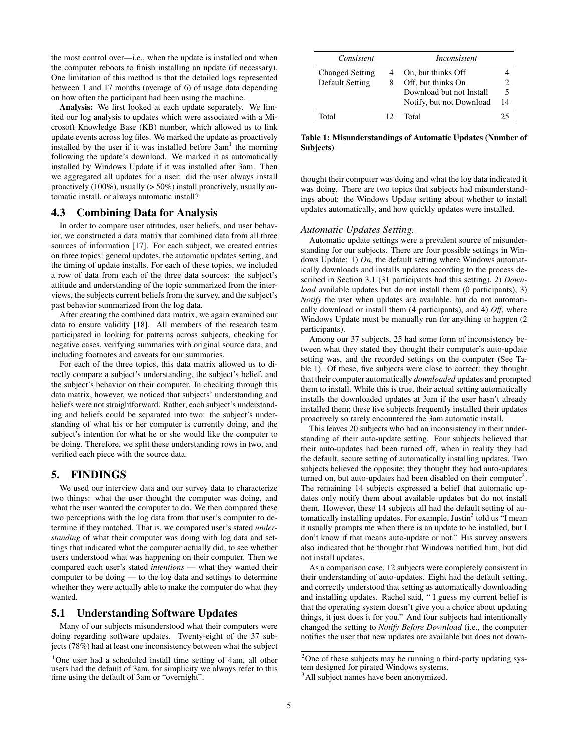the most control over—i.e., when the update is installed and when the computer reboots to finish installing an update (if necessary). One limitation of this method is that the detailed logs represented between 1 and 17 months (average of 6) of usage data depending on how often the participant had been using the machine.

**Analysis:** We first looked at each update separately. We limited our log analysis to updates which were associated with a Microsoft Knowledge Base (KB) number, which allowed us to link update events across log files. We marked the update as proactively installed by the user if it was installed before 3am[1] the morning following the update's download. We marked it as automatically installed by Windows Update if it was installed after 3am. Then we aggregated all updates for a user: did the user always install proactively (100%), usually (> 50%) install proactively, usually automatic install, or always automatic install?

## 4.3 Combining Data for Analysis

In order to compare user attitudes, user beliefs, and user behavior, we constructed a data matrix that combined data from all three sources of information [17]. For each subject, we created entries on three topics: general updates, the automatic updates setting, and the timing of update installs. For each of these topics, we included a row of data from each of the three data sources: the subject's attitude and understanding of the topic summarized from the interviews, the subjects current beliefs from the survey, and the subject's past behavior summarized from the log data.

After creating the combined data matrix, we again examined our data to ensure validity [18]. All members of the research team participated in looking for patterns across subjects, checking for negative cases, verifying summaries with original source data, and including footnotes and caveats for our summaries.

For each of the three topics, this data matrix allowed us to directly compare a subject's understanding, the subject's belief, and the subject's behavior on their computer. In checking through this data matrix, however, we noticed that subjects' understanding and beliefs were not straightforward. Rather, each subject's understanding and beliefs could be separated into two: the subject's understanding of what his or her computer is currently doing, and the subject's intention for what he or she would like the computer to be doing. Therefore, we split these understanding rows in two, and verified each piece with the source data.

# 5. FINDINGS

We used our interview data and our survey data to characterize two things: what the user thought the computer was doing, and what the user wanted the computer to do. We then compared these two perceptions with the log data from that user's computer to determine if they matched. That is, we compared user's stated *understanding* of what their computer was doing with log data and settings that indicated what the computer actually did, to see whether users understood what was happening on their computer. Then we compared each user's stated *intentions* — what they wanted their computer to be doing — to the log data and settings to determine whether they were actually able to make the computer do what they wanted.

## 5.1 Understanding Software Updates

Many of our subjects misunderstood what their computers were doing regarding software updates. Twenty-eight of the 37 subjects (78%) had at least one inconsistency between what the subject thought their computer was doing and what the log data indicated it was doing. There are two topics that subjects had misunderstandings about: the Windows Update setting about whether to install updates automatically, and how quickly updates were installed.

| *Consistent* | | *Inconsistent* | |
|---|---|---|---|
| Changed Setting | 4 | On, but thinks Off | 4 |
| Default Setting | 8 | Off, but thinks On | 2 |
| | | Download but not Install | 5 |
| | | Notify, but not Download | 14 |
| Total | 12 | Total | 25 |

**Table 1: Misunderstandings of Automatic Updates (Number of Subjects)**

### *Automatic Updates Setting.*

Automatic update settings were a prevalent source of misunderstanding for our subjects. There are four possible settings in Windows Update: 1) *On*, the default setting where Windows automatically downloads and installs updates according to the process described in Section 3.1 (31 participants had this setting), 2) *Download* available updates but do not install them (0 participants), 3) *Notify* the user when updates are available, but do not automatically download or install them (4 participants), and 4) *Off*, where Windows Update must be manually run for anything to happen (2 participants).

Among our 37 subjects, 25 had some form of inconsistency between what they stated they thought their computer's auto-update setting was, and the recorded settings on the computer (See Table 1). Of these, five subjects were close to correct: they thought that their computer automatically *downloaded* updates and prompted them to install. While this is true, their actual setting automatically installs the downloaded updates at 3am if the user hasn't already installed them; these five subjects frequently installed their updates proactively so rarely encountered the 3am automatic install.

This leaves 20 subjects who had an inconsistency in their understanding of their auto-update setting. Four subjects believed that their auto-updates had been turned off, when in reality they had the default, secure setting of automatically installing updates. Two subjects believed the opposite; they thought they had auto-updates turned on, but auto-updates had been disabled on their computer[2]. The remaining 14 subjects expressed a belief that automatic updates only notify them about available updates but do not install them. However, these 14 subjects all had the default setting of automatically installing updates. For example, Justin[3] told us "I mean it usually prompts me when there is an update to be installed, but I don't know if that means auto-update or not." His survey answers also indicated that he thought that Windows notified him, but did not install updates.

As a comparison case, 12 subjects were completely consistent in their understanding of auto-updates. Eight had the default setting, and correctly understood that setting as automatically downloading and installing updates. Rachel said, " I guess my current belief is that the operating system doesn't give you a choice about updating things, it just does it for you." And four subjects had intentionally changed the setting to *Notify Before Download* (i.e., the computer notifies the user that new updates are available but does not down-

[1] One user had a scheduled install time setting of 4am, all other users had the default of 3am, for simplicity we always refer to this time using the default of 3am or "overnight".

[2] One of these subjects may be running a third-party updating system designed for pirated Windows systems.

[3] All subject names have been anonymized.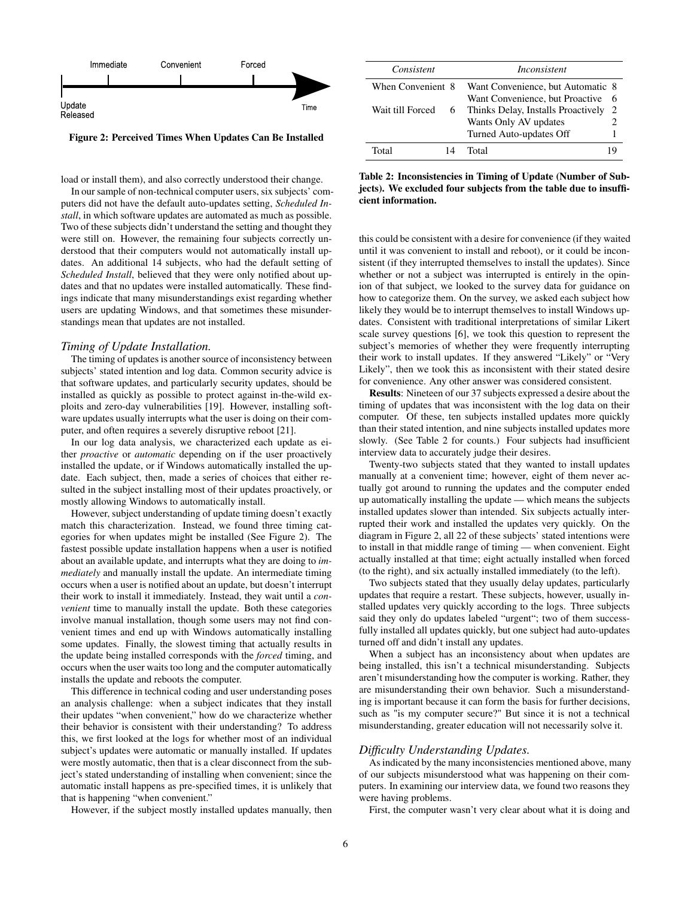Figure 2: Perceived Times When Updates Can Be Installed

load or install them), and also correctly understood their change.

In our sample of non-technical computer users, six subjects' computers did not have the default auto-updates setting, *Scheduled Install*, in which software updates are automated as much as possible. Two of these subjects didn't understand the setting and thought they were still on. However, the remaining four subjects correctly understood that their computers would not automatically install updates. An additional 14 subjects, who had the default setting of *Scheduled Install*, believed that they were only notified about updates and that no updates were installed automatically. These findings indicate that many misunderstandings exist regarding whether users are updating Windows, and that sometimes these misunderstandings mean that updates are not installed.

### *Timing of Update Installation.*

The timing of updates is another source of inconsistency between subjects' stated intention and log data. Common security advice is that software updates, and particularly security updates, should be installed as quickly as possible to protect against in-the-wild exploits and zero-day vulnerabilities [19]. However, installing software updates usually interrupts what the user is doing on their computer, and often requires a severely disruptive reboot [21].

In our log data analysis, we characterized each update as either *proactive* or *automatic* depending on if the user proactively installed the update, or if Windows automatically installed the update. Each subject, then, made a series of choices that either resulted in the subject installing most of their updates proactively, or mostly allowing Windows to automatically install.

However, subject understanding of update timing doesn't exactly match this characterization. Instead, we found three timing categories for when updates might be installed (See Figure 2). The fastest possible update installation happens when a user is notified about an available update, and interrupts what they are doing to *immediately* and manually install the update. An intermediate timing occurs when a user is notified about an update, but doesn't interrupt their work to install it immediately. Instead, they wait until a *convenient* time to manually install the update. Both these categories involve manual installation, though some users may not find convenient times and end up with Windows automatically installing some updates. Finally, the slowest timing that actually results in the update being installed corresponds with the *forced* timing, and occurs when the user waits too long and the computer automatically installs the update and reboots the computer.

This difference in technical coding and user understanding poses an analysis challenge: when a subject indicates that they install their updates "when convenient," how do we characterize whether their behavior is consistent with their understanding? To address this, we first looked at the logs for whether most of an individual subject's updates were automatic or manually installed. If updates were mostly automatic, then that is a clear disconnect from the subject's stated understanding of installing when convenient; since the automatic install happens as pre-specified times, it is unlikely that that is happening "when convenient."

However, if the subject mostly installed updates manually, then this could be consistent with a desire for convenience (if they waited until it was convenient to install and reboot), or it could be inconsistent (if they interrupted themselves to install the updates). Since whether or not a subject was interrupted is entirely in the opinion of that subject, we looked to the survey data for guidance on how to categorize them. On the survey, we asked each subject how likely they would be to interrupt themselves to install Windows updates. Consistent with traditional interpretations of similar Likert scale survey questions [6], we took this question to represent the subject's memories of whether they were frequently interrupting their work to install updates. If they answered "Likely" or "Very Likely", then we took this as inconsistent with their stated desire for convenience. Any other answer was considered consistent.

| *Consistent* | | *Inconsistent* | |
|---|---|---|---|
| When Convenient | 8 | Want Convenience, but Automatic | 8 |
| | | Want Convenience, but Proactive | 6 |
| Wait till Forced | 6 | Thinks Delay, Installs Proactively | 2 |
| | | Wants Only AV updates | 2 |
| | | Turned Auto-updates Off | 1 |
| Total | 14 | Total | 19 |

**Table 2: Inconsistencies in Timing of Update (Number of Subjects). We excluded four subjects from the table due to insufficient information.**

**Results**: Nineteen of our 37 subjects expressed a desire about the timing of updates that was inconsistent with the log data on their computer. Of these, ten subjects installed updates more quickly than their stated intention, and nine subjects installed updates more slowly. (See Table 2 for counts.) Four subjects had insufficient interview data to accurately judge their desires.

Twenty-two subjects stated that they wanted to install updates manually at a convenient time; however, eight of them never actually got around to running the updates and the computer ended up automatically installing the update — which means the subjects installed updates slower than intended. Six subjects actually interrupted their work and installed the updates very quickly. On the diagram in Figure 2, all 22 of these subjects' stated intentions were to install in that middle range of timing — when convenient. Eight actually installed at that time; eight actually installed when forced (to the right), and six actually installed immediately (to the left).

Two subjects stated that they usually delay updates, particularly updates that require a restart. These subjects, however, usually installed updates very quickly according to the logs. Three subjects said they only do updates labeled "urgent"; two of them successfully installed all updates quickly, but one subject had auto-updates turned off and didn't install any updates.

When a subject has an inconsistency about when updates are being installed, this isn't a technical misunderstanding. Subjects aren't misunderstanding how the computer is working. Rather, they are misunderstanding their own behavior. Such a misunderstanding is important because it can form the basis for further decisions, such as "is my computer secure?" But since it is not a technical misunderstanding, greater education will not necessarily solve it.

### *Difficulty Understanding Updates.*

As indicated by the many inconsistencies mentioned above, many of our subjects misunderstood what was happening on their computers. In examining our interview data, we found two reasons they were having problems.

First, the computer wasn't very clear about what it is doing and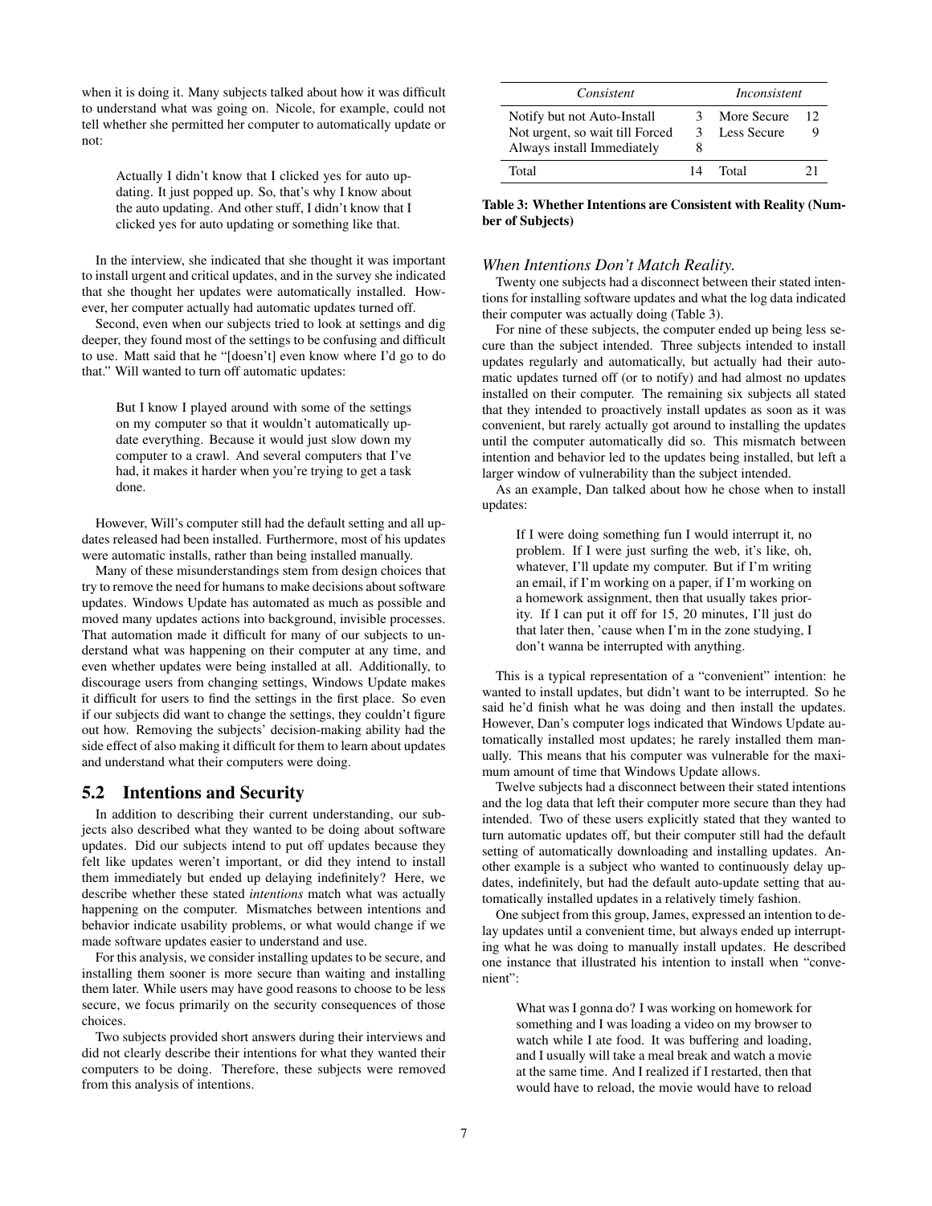when it is doing it. Many subjects talked about how it was difficult to understand what was going on. Nicole, for example, could not tell whether she permitted her computer to automatically update or not:

> Actually I didn't know that I clicked yes for auto updating. It just popped up. So, that's why I know about the auto updating. And other stuff, I didn't know that I clicked yes for auto updating or something like that.

In the interview, she indicated that she thought it was important to install urgent and critical updates, and in the survey she indicated that she thought her updates were automatically installed. However, her computer actually had automatic updates turned off.

Second, even when our subjects tried to look at settings and dig deeper, they found most of the settings to be confusing and difficult to use. Matt said that he "[doesn't] even know where I'd go to do that." Will wanted to turn off automatic updates:

> But I know I played around with some of the settings on my computer so that it wouldn't automatically update everything. Because it would just slow down my computer to a crawl. And several computers that I've had, it makes it harder when you're trying to get a task done.

However, Will's computer still had the default setting and all updates released had been installed. Furthermore, most of his updates were automatic installs, rather than being installed manually.

Many of these misunderstandings stem from design choices that try to remove the need for humans to make decisions about software updates. Windows Update has automated as much as possible and moved many updates actions into background, invisible processes. That automation made it difficult for many of our subjects to understand what was happening on their computer at any time, and even whether updates were being installed at all. Additionally, to discourage users from changing settings, Windows Update makes it difficult for users to find the settings in the first place. So even if our subjects did want to change the settings, they couldn't figure out how. Removing the subjects' decision-making ability had the side effect of also making it difficult for them to learn about updates and understand what their computers were doing.

## 5.2 Intentions and Security

In addition to describing their current understanding, our subjects also described what they wanted to be doing about software updates. Did our subjects intend to put off updates because they felt like updates weren't important, or did they intend to install them immediately but ended up delaying indefinitely? Here, we describe whether these stated *intentions* match what was actually happening on the computer. Mismatches between intentions and behavior indicate usability problems, or what would change if we made software updates easier to understand and use.

For this analysis, we consider installing updates to be secure, and installing them sooner is more secure than waiting and installing them later. While users may have good reasons to choose to be less secure, we focus primarily on the security consequences of those choices.

Two subjects provided short answers during their interviews and did not clearly describe their intentions for what they wanted their computers to be doing. Therefore, these subjects were removed from this analysis of intentions.

| *Consistent* | | *Inconsistent* | |
|---|---|---|---|
| Notify but not Auto-Install | 3 | More Secure | 12 |
| Not urgent, so wait till Forced | 3 | Less Secure | 9 |
| Always install Immediately | 8 | | |
| Total | 14 | Total | 21 |

**Table 3: Whether Intentions are Consistent with Reality (Number of Subjects)**

### *When Intentions Don't Match Reality.*

Twenty one subjects had a disconnect between their stated intentions for installing software updates and what the log data indicated their computer was actually doing (Table 3).

For nine of these subjects, the computer ended up being less secure than the subject intended. Three subjects intended to install updates regularly and automatically, but actually had their automatic updates turned off (or to notify) and had almost no updates installed on their computer. The remaining six subjects all stated that they intended to proactively install updates as soon as it was convenient, but rarely actually got around to installing the updates until the computer automatically did so. This mismatch between intention and behavior led to the updates being installed, but left a larger window of vulnerability than the subject intended.

As an example, Dan talked about how he chose when to install updates:

> If I were doing something fun I would interrupt it, no problem. If I were just surfing the web, it's like, oh, whatever, I'll update my computer. But if I'm writing an email, if I'm working on a paper, if I'm working on a homework assignment, then that usually takes priority. If I can put it off for 15, 20 minutes, I'll just do that later then, 'cause when I'm in the zone studying, I don't wanna be interrupted with anything.

This is a typical representation of a "convenient" intention: he wanted to install updates, but didn't want to be interrupted. So he said he'd finish what he was doing and then install the updates. However, Dan's computer logs indicated that Windows Update automatically installed most updates; he rarely installed them manually. This means that his computer was vulnerable for the maximum amount of time that Windows Update allows.

Twelve subjects had a disconnect between their stated intentions and the log data that left their computer more secure than they had intended. Two of these users explicitly stated that they wanted to turn automatic updates off, but their computer still had the default setting of automatically downloading and installing updates. Another example is a subject who wanted to continuously delay updates, indefinitely, but had the default auto-update setting that automatically installed updates in a relatively timely fashion.

One subject from this group, James, expressed an intention to delay updates until a convenient time, but always ended up interrupting what he was doing to manually install updates. He described one instance that illustrated his intention to install when "convenient":

> What was I gonna do? I was working on homework for something and I was loading a video on my browser to watch while I ate food. It was buffering and loading, and I usually will take a meal break and watch a movie at the same time. And I realized if I restarted, then that would have to reload, the movie would have to reload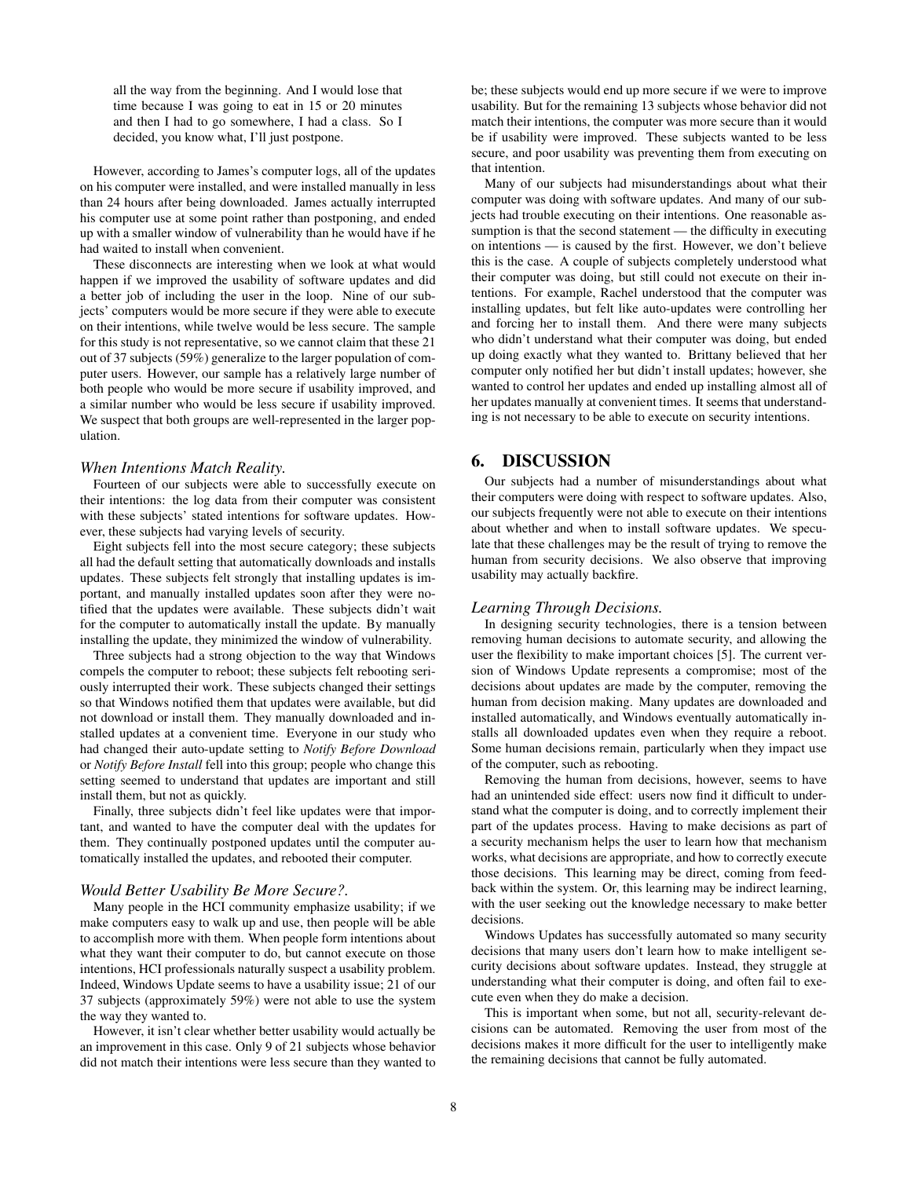> all the way from the beginning. And I would lose that time because I was going to eat in 15 or 20 minutes and then I had to go somewhere, I had a class. So I decided, you know what, I'll just postpone.

However, according to James's computer logs, all of the updates on his computer were installed, and were installed manually in less than 24 hours after being downloaded. James actually interrupted his computer use at some point rather than postponing, and ended up with a smaller window of vulnerability than he would have if he had waited to install when convenient.

These disconnects are interesting when we look at what would happen if we improved the usability of software updates and did a better job of including the user in the loop. Nine of our subjects' computers would be more secure if they were able to execute on their intentions, while twelve would be less secure. The sample for this study is not representative, so we cannot claim that these 21 out of 37 subjects (59%) generalize to the larger population of computer users. However, our sample has a relatively large number of both people who would be more secure if usability improved, and a similar number who would be less secure if usability improved. We suspect that both groups are well-represented in the larger population.

### *When Intentions Match Reality.*

Fourteen of our subjects were able to successfully execute on their intentions: the log data from their computer was consistent with these subjects' stated intentions for software updates. However, these subjects had varying levels of security.

Eight subjects fell into the most secure category; these subjects all had the default setting that automatically downloads and installs updates. These subjects felt strongly that installing updates is important, and manually installed updates soon after they were notified that the updates were available. These subjects didn't wait for the computer to automatically install the update. By manually installing the update, they minimized the window of vulnerability.

Three subjects had a strong objection to the way that Windows compels the computer to reboot; these subjects felt rebooting seriously interrupted their work. These subjects changed their settings so that Windows notified them that updates were available, but did not download or install them. They manually downloaded and installed updates at a convenient time. Everyone in our study who had changed their auto-update setting to *Notify Before Download* or *Notify Before Install* fell into this group; people who change this setting seemed to understand that updates are important and still install them, but not as quickly.

Finally, three subjects didn't feel like updates were that important, and wanted to have the computer deal with the updates for them. They continually postponed updates until the computer automatically installed the updates, and rebooted their computer.

### *Would Better Usability Be More Secure?.*

Many people in the HCI community emphasize usability; if we make computers easy to walk up and use, then people will be able to accomplish more with them. When people form intentions about what they want their computer to do, but cannot execute on those intentions, HCI professionals naturally suspect a usability problem. Indeed, Windows Update seems to have a usability issue; 21 of our 37 subjects (approximately 59%) were not able to use the system the way they wanted to.

However, it isn't clear whether better usability would actually be an improvement in this case. Only 9 of 21 subjects whose behavior did not match their intentions were less secure than they wanted to be; these subjects would end up more secure if we were to improve usability. But for the remaining 13 subjects whose behavior did not match their intentions, the computer was more secure than it would be if usability were improved. These subjects wanted to be less secure, and poor usability was preventing them from executing on that intention.

Many of our subjects had misunderstandings about what their computer was doing with software updates. And many of our subjects had trouble executing on their intentions. One reasonable assumption is that the second statement — the difficulty in executing on intentions — is caused by the first. However, we don't believe this is the case. A couple of subjects completely understood what their computer was doing, but still could not execute on their intentions. For example, Rachel understood that the computer was installing updates, but felt like auto-updates were controlling her and forcing her to install them. And there were many subjects who didn't understand what their computer was doing, but ended up doing exactly what they wanted to. Brittany believed that her computer only notified her but didn't install updates; however, she wanted to control her updates and ended up installing almost all of her updates manually at convenient times. It seems that understanding is not necessary to be able to execute on security intentions.

## 6. DISCUSSION

Our subjects had a number of misunderstandings about what their computers were doing with respect to software updates. Also, our subjects frequently were not able to execute on their intentions about whether and when to install software updates. We speculate that these challenges may be the result of trying to remove the human from security decisions. We also observe that improving usability may actually backfire.

### *Learning Through Decisions.*

In designing security technologies, there is a tension between removing human decisions to automate security, and allowing the user the flexibility to make important choices [5]. The current version of Windows Update represents a compromise; most of the decisions about updates are made by the computer, removing the human from decision making. Many updates are downloaded and installed automatically, and Windows eventually automatically installs all downloaded updates even when they require a reboot. Some human decisions remain, particularly when they impact use of the computer, such as rebooting.

Removing the human from decisions, however, seems to have had an unintended side effect: users now find it difficult to understand what the computer is doing, and to correctly implement their part of the updates process. Having to make decisions as part of a security mechanism helps the user to learn how that mechanism works, what decisions are appropriate, and how to correctly execute those decisions. This learning may be direct, coming from feedback within the system. Or, this learning may be indirect learning, with the user seeking out the knowledge necessary to make better decisions.

Windows Updates has successfully automated so many security decisions that many users don't learn how to make intelligent security decisions about software updates. Instead, they struggle at understanding what their computer is doing, and often fail to execute even when they do make a decision.

This is important when some, but not all, security-relevant decisions can be automated. Removing the user from most of the decisions makes it more difficult for the user to intelligently make the remaining decisions that cannot be fully automated.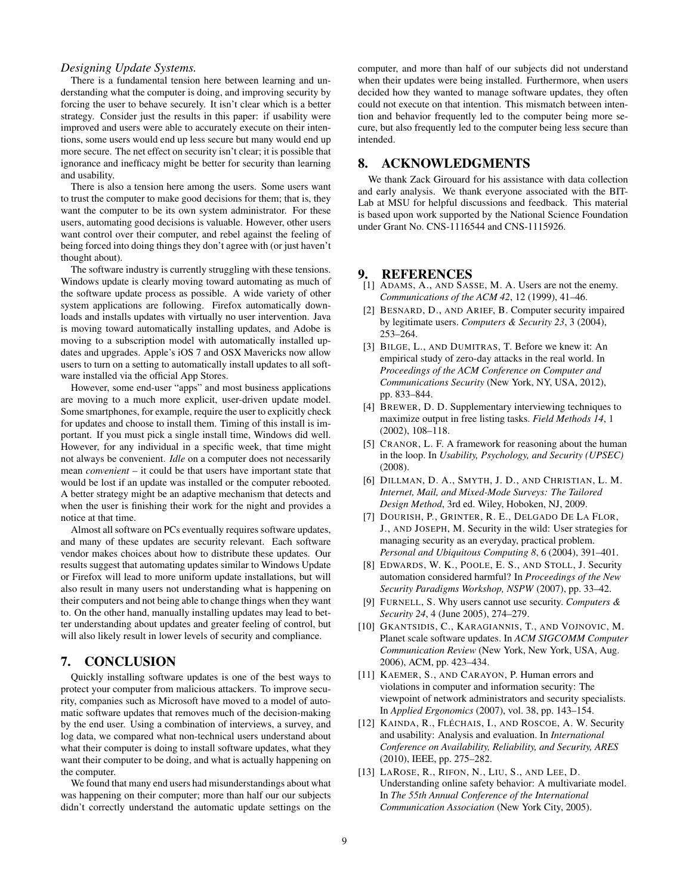*Designing Update Systems.*

There is a fundamental tension here between learning and understanding what the computer is doing, and improving security by forcing the user to behave securely. It isn't clear which is a better strategy. Consider just the results in this paper: if usability were improved and users were able to accurately execute on their intentions, some users would end up less secure but many would end up more secure. The net effect on security isn't clear; it is possible that ignorance and inefficacy might be better for security than learning and usability.

There is also a tension here among the users. Some users want to trust the computer to make good decisions for them; that is, they want the computer to be its own system administrator. For these users, automating good decisions is valuable. However, other users want control over their computer, and rebel against the feeling of being forced into doing things they don't agree with (or just haven't thought about).

The software industry is currently struggling with these tensions. Windows update is clearly moving toward automating as much of the software update process as possible. A wide variety of other system applications are following. Firefox automatically downloads and installs updates with virtually no user intervention. Java is moving toward automatically installing updates, and Adobe is moving to a subscription model with automatically installed updates and upgrades. Apple's iOS 7 and OSX Mavericks now allow users to turn on a setting to automatically install updates to all software installed via the official App Stores.

However, some end-user "apps" and most business applications are moving to a much more explicit, user-driven update model. Some smartphones, for example, require the user to explicitly check for updates and choose to install them. Timing of this install is important. If you must pick a single install time, Windows did well. However, for any individual in a specific week, that time might not always be convenient. *Idle* on a computer does not necessarily mean *convenient* – it could be that users have important state that would be lost if an update was installed or the computer rebooted. A better strategy might be an adaptive mechanism that detects and when the user is finishing their work for the night and provides a notice at that time.

Almost all software on PCs eventually requires software updates, and many of these updates are security relevant. Each software vendor makes choices about how to distribute these updates. Our results suggest that automating updates similar to Windows Update or Firefox will lead to more uniform update installations, but will also result in many users not understanding what is happening on their computers and not being able to change things when they want to. On the other hand, manually installing updates may lead to better understanding about updates and greater feeling of control, but will also likely result in lower levels of security and compliance.

## 7. CONCLUSION

Quickly installing software updates is one of the best ways to protect your computer from malicious attackers. To improve security, companies such as Microsoft have moved to a model of automatic software updates that removes much of the decision-making by the end user. Using a combination of interviews, a survey, and log data, we compared what non-technical users understand about what their computer is doing to install software updates, what they want their computer to be doing, and what is actually happening on the computer.

We found that many end users had misunderstandings about what was happening on their computer; more than half our our subjects didn't correctly understand the automatic update settings on the computer, and more than half of our subjects did not understand when their updates were being installed. Furthermore, when users decided how they wanted to manage software updates, they often could not execute on that intention. This mismatch between intention and behavior frequently led to the computer being more secure, but also frequently led to the computer being less secure than intended.

## 8. ACKNOWLEDGMENTS

We thank Zack Girouard for his assistance with data collection and early analysis. We thank everyone associated with the BITLab at MSU for helpful discussions and feedback. This material is based upon work supported by the National Science Foundation under Grant No. CNS-1116544 and CNS-1115926.

## 9. REFERENCES

[1] Adams, A., and Sasse, M. A. Users are not the enemy. *Communications of the ACM 42*, 12 (1999), 41–46.

[2] Besnard, D., and Arief, B. Computer security impaired by legitimate users. *Computers & Security 23*, 3 (2004), 253–264.

[3] Bilge, L., and Dumitras, T. Before we knew it: An empirical study of zero-day attacks in the real world. In *Proceedings of the ACM Conference on Computer and Communications Security* (New York, NY, USA, 2012), pp. 833–844.

[4] Brewer, D. D. Supplementary interviewing techniques to maximize output in free listing tasks. *Field Methods 14*, 1 (2002), 108–118.

[5] Cranor, L. F. A framework for reasoning about the human in the loop. In *Usability, Psychology, and Security (UPSEC)* (2008).

[6] Dillman, D. A., Smyth, J. D., and Christian, L. M. *Internet, Mail, and Mixed-Mode Surveys: The Tailored Design Method*, 3rd ed. Wiley, Hoboken, NJ, 2009.

[7] Dourish, P., Grinter, R. E., Delgado De La Flor, J., and Joseph, M. Security in the wild: User strategies for managing security as an everyday, practical problem. *Personal and Ubiquitous Computing 8*, 6 (2004), 391–401.

[8] Edwards, W. K., Poole, E. S., and Stoll, J. Security automation considered harmful? In *Proceedings of the New Security Paradigms Workshop, NSPW* (2007), pp. 33–42.

[9] Furnell, S. Why users cannot use security. *Computers & Security 24*, 4 (June 2005), 274–279.

[10] Gkantsidis, C., Karagiannis, T., and Vojnovic, M. Planet scale software updates. In *ACM SIGCOMM Computer Communication Review* (New York, New York, USA, Aug. 2006), ACM, pp. 423–434.

[11] Kaemer, S., and Carayon, P. Human errors and violations in computer and information security: The viewpoint of network administrators and security specialists. In *Applied Ergonomics* (2007), vol. 38, pp. 143–154.

[12] Kainda, R., Fléchais, I., and Roscoe, A. W. Security and usability: Analysis and evaluation. In *International Conference on Availability, Reliability, and Security, ARES* (2010), IEEE, pp. 275–282.

[13] LaRose, R., Rifon, N., Liu, S., and Lee, D. Understanding online safety behavior: A multivariate model. In *The 55th Annual Conference of the International Communication Association* (New York City, 2005).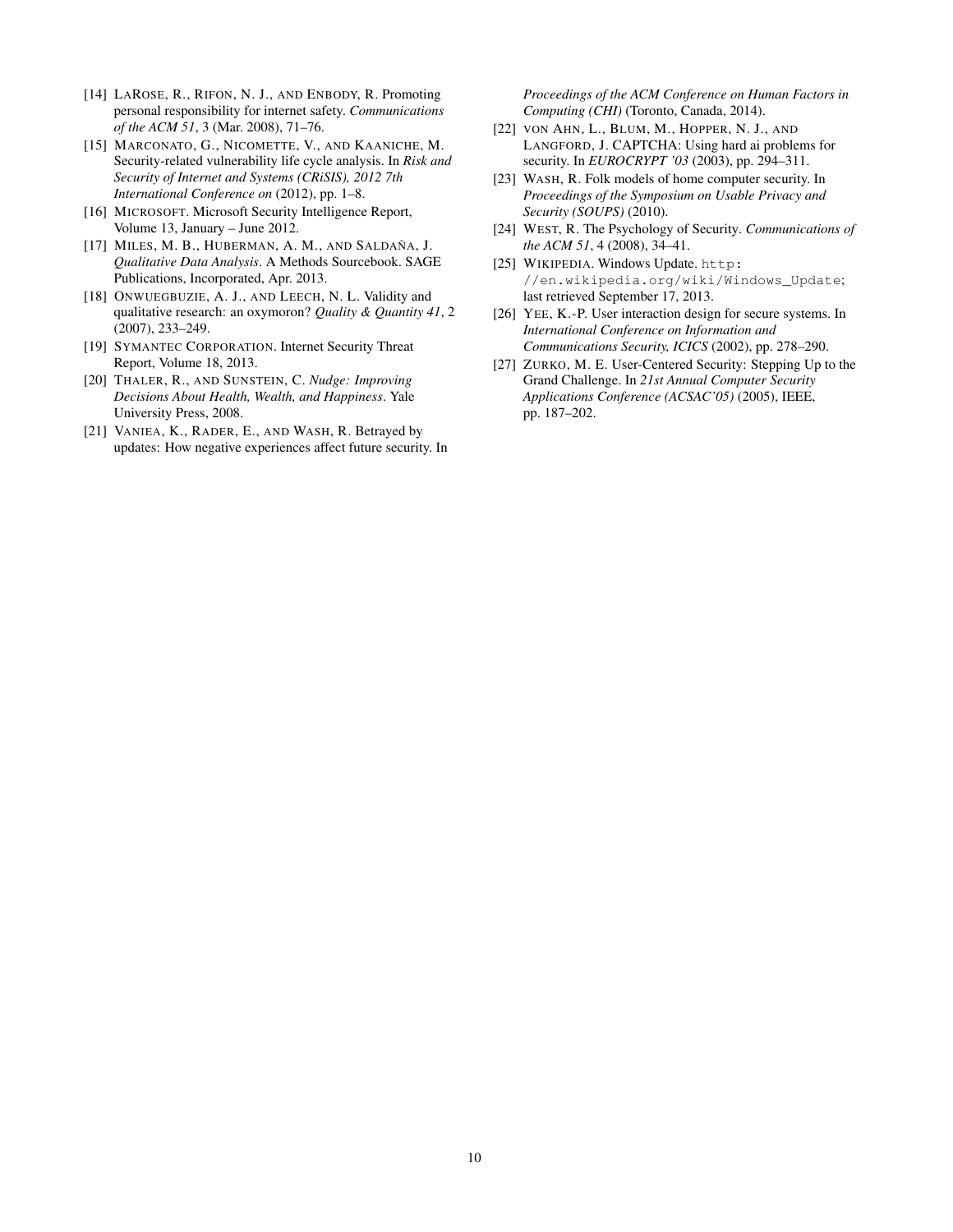[14] LaRose, R., Rifon, N. J., and Enbody, R. Promoting personal responsibility for internet safety. *Communications of the ACM 51*, 3 (Mar. 2008), 71–76.

[15] Marconato, G., Nicomette, V., and Kaaniche, M. Security-related vulnerability life cycle analysis. In *Risk and Security of Internet and Systems (CRiSIS), 2012 7th International Conference on* (2012), pp. 1–8.

[16] Microsoft. Microsoft Security Intelligence Report, Volume 13, January – June 2012.

[17] Miles, M. B., Huberman, A. M., and Saldaña, J. *Qualitative Data Analysis*. A Methods Sourcebook. SAGE Publications, Incorporated, Apr. 2013.

[18] Onwuegbuzie, A. J., and Leech, N. L. Validity and qualitative research: an oxymoron? *Quality & Quantity 41*, 2 (2007), 233–249.

[19] Symantec Corporation. Internet Security Threat Report, Volume 18, 2013.

[20] Thaler, R., and Sunstein, C. *Nudge: Improving Decisions About Health, Wealth, and Happiness*. Yale University Press, 2008.

[21] Vaniea, K., Rader, E., and Wash, R. Betrayed by updates: How negative experiences affect future security. In *Proceedings of the ACM Conference on Human Factors in Computing (CHI)* (Toronto, Canada, 2014).

[22] von Ahn, L., Blum, M., Hopper, N. J., and Langford, J. CAPTCHA: Using hard ai problems for security. In *EUROCRYPT '03* (2003), pp. 294–311.

[23] Wash, R. Folk models of home computer security. In *Proceedings of the Symposium on Usable Privacy and Security (SOUPS)* (2010).

[24] West, R. The Psychology of Security. *Communications of the ACM 51*, 4 (2008), 34–41.

[25] Wikipedia. Windows Update. `http://en.wikipedia.org/wiki/Windows_Update`; last retrieved September 17, 2013.

[26] Yee, K.-P. User interaction design for secure systems. In *International Conference on Information and Communications Security, ICICS* (2002), pp. 278–290.

[27] Zurko, M. E. User-Centered Security: Stepping Up to the Grand Challenge. In *21st Annual Computer Security Applications Conference (ACSAC'05)* (2005), IEEE, pp. 187–202.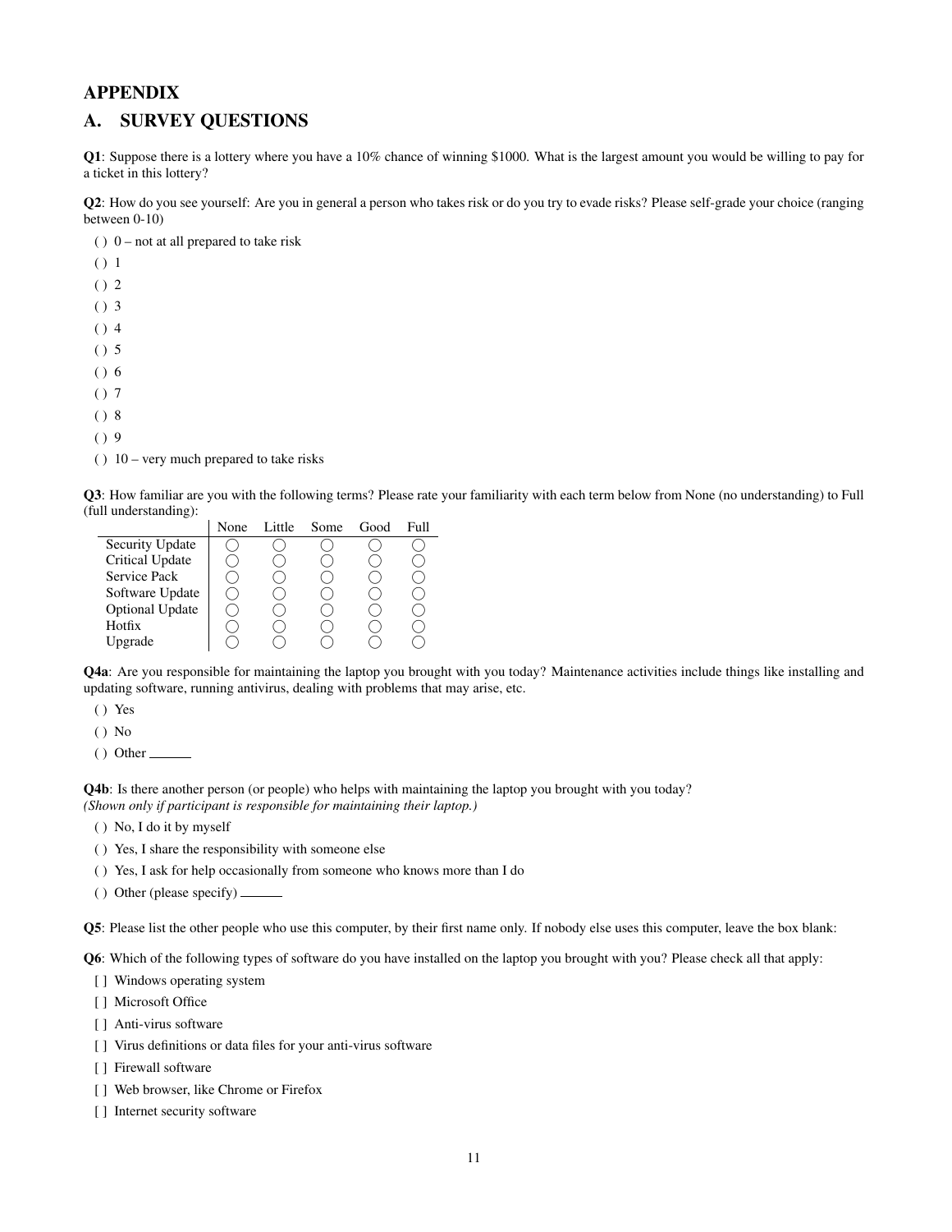# APPENDIX

## A. SURVEY QUESTIONS

**Q1**: Suppose there is a lottery where you have a 10% chance of winning $1000. What is the largest amount you would be willing to pay for a ticket in this lottery?

**Q2**: How do you see yourself: Are you in general a person who takes risk or do you try to evade risks? Please self-grade your choice (ranging between 0-10)

( ) 0 – not at all prepared to take risk

( ) 1

( ) 2

( ) 3

( ) 4

( ) 5

( ) 6

( ) 7

( ) 8

( ) 9

( ) 10 – very much prepared to take risks

**Q3**: How familiar are you with the following terms? Please rate your familiarity with each term below from None (no understanding) to Full (full understanding):

| | None | Little | Some | Good | Full |
|---|---|---|---|---|---|
| Security Update | ◯ | ◯ | ◯ | ◯ | ◯ |
| Critical Update | ◯ | ◯ | ◯ | ◯ | ◯ |
| Service Pack | ◯ | ◯ | ◯ | ◯ | ◯ |
| Software Update | ◯ | ◯ | ◯ | ◯ | ◯ |
| Optional Update | ◯ | ◯ | ◯ | ◯ | ◯ |
| Hotfix | ◯ | ◯ | ◯ | ◯ | ◯ |
| Upgrade | ◯ | ◯ | ◯ | ◯ | ◯ |

**Q4a**: Are you responsible for maintaining the laptop you brought with you today? Maintenance activities include things like installing and updating software, running antivirus, dealing with problems that may arise, etc.

( ) Yes

( ) No

( ) Other ______

**Q4b**: Is there another person (or people) who helps with maintaining the laptop you brought with you today?
*(Shown only if participant is responsible for maintaining their laptop.)*

( ) No, I do it by myself

( ) Yes, I share the responsibility with someone else

( ) Yes, I ask for help occasionally from someone who knows more than I do

( ) Other (please specify) ______

**Q5**: Please list the other people who use this computer, by their first name only. If nobody else uses this computer, leave the box blank:

**Q6**: Which of the following types of software do you have installed on the laptop you brought with you? Please check all that apply:

[ ] Windows operating system

[ ] Microsoft Office

[ ] Anti-virus software

[ ] Virus definitions or data files for your anti-virus software

[ ] Firewall software

[ ] Web browser, like Chrome or Firefox

[ ] Internet security software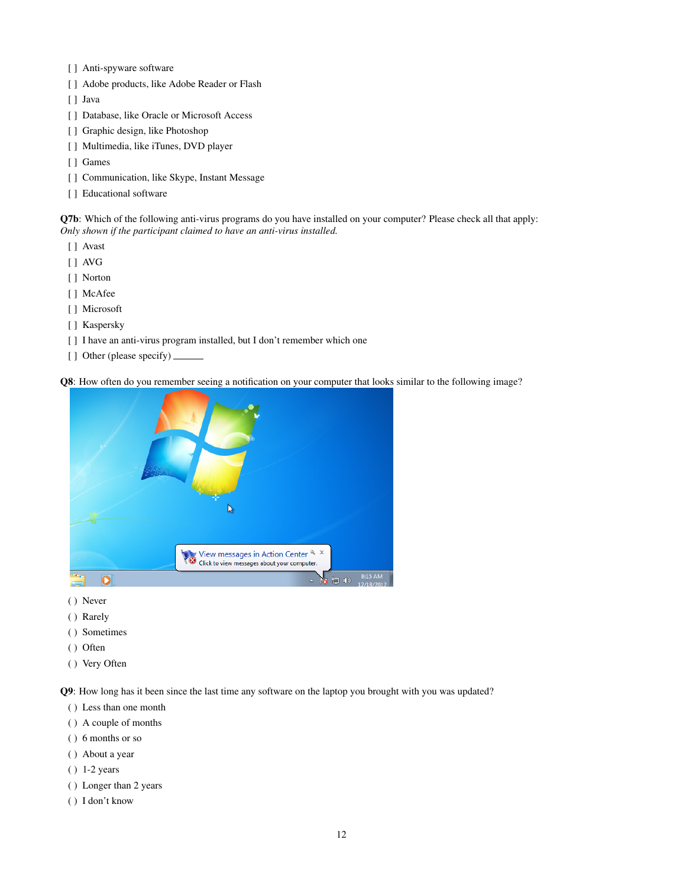- [ ] Anti-spyware software
- [ ] Adobe products, like Adobe Reader or Flash
- [ ] Java
- [ ] Database, like Oracle or Microsoft Access
- [ ] Graphic design, like Photoshop
- [ ] Multimedia, like iTunes, DVD player
- [ ] Games
- [ ] Communication, like Skype, Instant Message
- [ ] Educational software

**Q7b**: Which of the following anti-virus programs do you have installed on your computer? Please check all that apply:
*Only shown if the participant claimed to have an anti-virus installed.*

- [ ] Avast
- [ ] AVG
- [ ] Norton
- [ ] McAfee
- [ ] Microsoft
- [ ] Kaspersky
- [ ] I have an anti-virus program installed, but I don't remember which one
- [ ] Other (please specify) ______

**Q8**: How often do you remember seeing a notification on your computer that looks similar to the following image?

( ) Never
( ) Rarely
( ) Sometimes
( ) Often
( ) Very Often

**Q9**: How long has it been since the last time any software on the laptop you brought with you was updated?

( ) Less than one month
( ) A couple of months
( ) 6 months or so
( ) About a year
( ) 1-2 years
( ) Longer than 2 years
( ) I don't know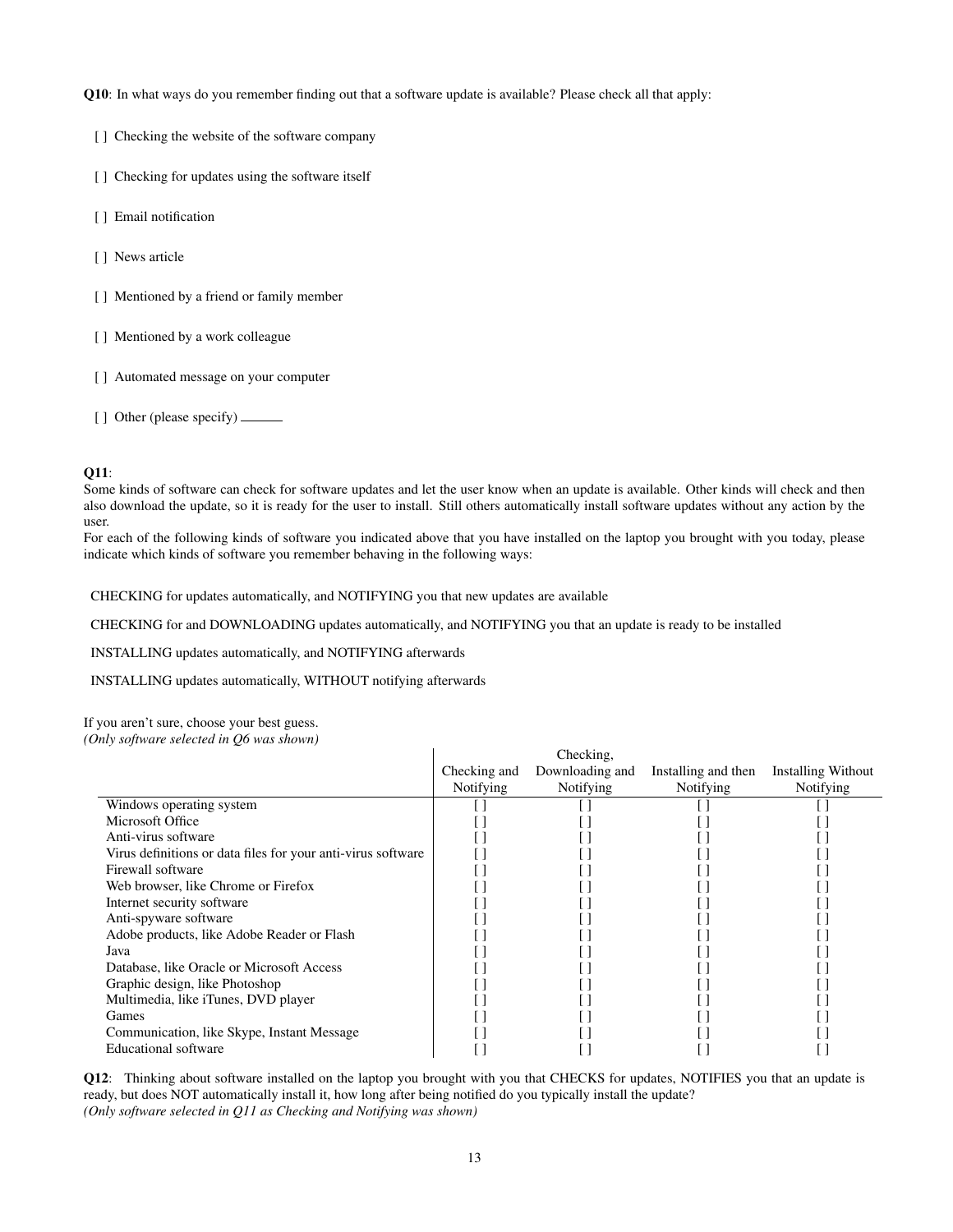**Q10**: In what ways do you remember finding out that a software update is available? Please check all that apply:

[ ] Checking the website of the software company

[ ] Checking for updates using the software itself

[ ] Email notification

[ ] News article

[ ] Mentioned by a friend or family member

[ ] Mentioned by a work colleague

[ ] Automated message on your computer

[ ] Other (please specify) ______

**Q11**:
Some kinds of software can check for software updates and let the user know when an update is available. Other kinds will check and then also download the update, so it is ready for the user to install. Still others automatically install software updates without any action by the user.
For each of the following kinds of software you indicated above that you have installed on the laptop you brought with you today, please indicate which kinds of software you remember behaving in the following ways:

CHECKING for updates automatically, and NOTIFYING you that new updates are available

CHECKING for and DOWNLOADING updates automatically, and NOTIFYING you that an update is ready to be installed

INSTALLING updates automatically, and NOTIFYING afterwards

INSTALLING updates automatically, WITHOUT notifying afterwards

If you aren't sure, choose your best guess.
*(Only software selected in Q6 was shown)*

| | Checking and Notifying | Checking, Downloading and Notifying | Installing and then Notifying | Installing Without Notifying |
|---|---|---|---|---|
| Windows operating system | [ ] | [ ] | [ ] | [ ] |
| Microsoft Office | [ ] | [ ] | [ ] | [ ] |
| Anti-virus software | [ ] | [ ] | [ ] | [ ] |
| Virus definitions or data files for your anti-virus software | [ ] | [ ] | [ ] | [ ] |
| Firewall software | [ ] | [ ] | [ ] | [ ] |
| Web browser, like Chrome or Firefox | [ ] | [ ] | [ ] | [ ] |
| Internet security software | [ ] | [ ] | [ ] | [ ] |
| Anti-spyware software | [ ] | [ ] | [ ] | [ ] |
| Adobe products, like Adobe Reader or Flash | [ ] | [ ] | [ ] | [ ] |
| Java | [ ] | [ ] | [ ] | [ ] |
| Database, like Oracle or Microsoft Access | [ ] | [ ] | [ ] | [ ] |
| Graphic design, like Photoshop | [ ] | [ ] | [ ] | [ ] |
| Multimedia, like iTunes, DVD player | [ ] | [ ] | [ ] | [ ] |
| Games | [ ] | [ ] | [ ] | [ ] |
| Communication, like Skype, Instant Message | [ ] | [ ] | [ ] | [ ] |
| Educational software | [ ] | [ ] | [ ] | [ ] |

**Q12**: Thinking about software installed on the laptop you brought with you that CHECKS for updates, NOTIFIES you that an update is ready, but does NOT automatically install it, how long after being notified do you typically install the update?
*(Only software selected in Q11 as Checking and Notifying was shown)*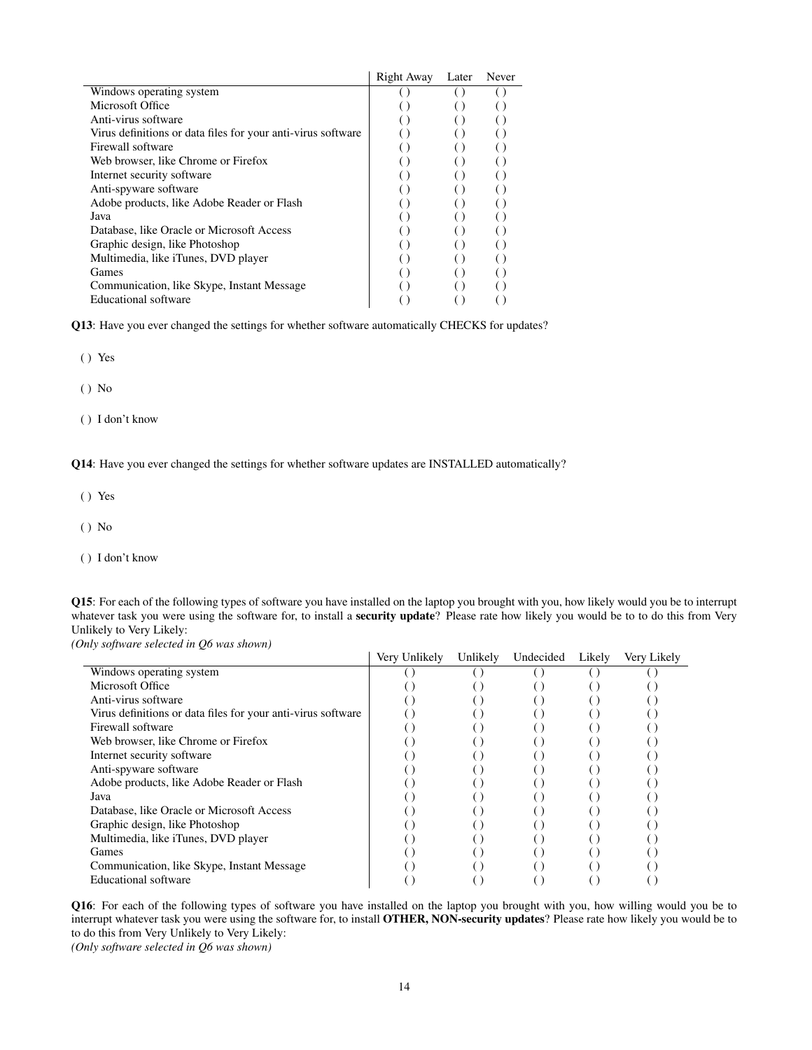| | Right Away | Later | Never |
|---|---|---|---|
| Windows operating system | ( ) | ( ) | ( ) |
| Microsoft Office | ( ) | ( ) | ( ) |
| Anti-virus software | ( ) | ( ) | ( ) |
| Virus definitions or data files for your anti-virus software | ( ) | ( ) | ( ) |
| Firewall software | ( ) | ( ) | ( ) |
| Web browser, like Chrome or Firefox | ( ) | ( ) | ( ) |
| Internet security software | ( ) | ( ) | ( ) |
| Anti-spyware software | ( ) | ( ) | ( ) |
| Adobe products, like Adobe Reader or Flash | ( ) | ( ) | ( ) |
| Java | ( ) | ( ) | ( ) |
| Database, like Oracle or Microsoft Access | ( ) | ( ) | ( ) |
| Graphic design, like Photoshop | ( ) | ( ) | ( ) |
| Multimedia, like iTunes, DVD player | ( ) | ( ) | ( ) |
| Games | ( ) | ( ) | ( ) |
| Communication, like Skype, Instant Message | ( ) | ( ) | ( ) |
| Educational software | ( ) | ( ) | ( ) |

**Q13**: Have you ever changed the settings for whether software automatically CHECKS for updates?

( ) Yes

( ) No

( ) I don't know

**Q14**: Have you ever changed the settings for whether software updates are INSTALLED automatically?

( ) Yes

( ) No

( ) I don't know

**Q15**: For each of the following types of software you have installed on the laptop you brought with you, how likely would you be to interrupt whatever task you were using the software for, to install a **security update**? Please rate how likely you would be to to do this from Very Unlikely to Very Likely:
*(Only software selected in Q6 was shown)*

| | Very Unlikely | Unlikely | Undecided | Likely | Very Likely |
|---|---|---|---|---|---|
| Windows operating system | ( ) | ( ) | ( ) | ( ) | ( ) |
| Microsoft Office | ( ) | ( ) | ( ) | ( ) | ( ) |
| Anti-virus software | ( ) | ( ) | ( ) | ( ) | ( ) |
| Virus definitions or data files for your anti-virus software | ( ) | ( ) | ( ) | ( ) | ( ) |
| Firewall software | ( ) | ( ) | ( ) | ( ) | ( ) |
| Web browser, like Chrome or Firefox | ( ) | ( ) | ( ) | ( ) | ( ) |
| Internet security software | ( ) | ( ) | ( ) | ( ) | ( ) |
| Anti-spyware software | ( ) | ( ) | ( ) | ( ) | ( ) |
| Adobe products, like Adobe Reader or Flash | ( ) | ( ) | ( ) | ( ) | ( ) |
| Java | ( ) | ( ) | ( ) | ( ) | ( ) |
| Database, like Oracle or Microsoft Access | ( ) | ( ) | ( ) | ( ) | ( ) |
| Graphic design, like Photoshop | ( ) | ( ) | ( ) | ( ) | ( ) |
| Multimedia, like iTunes, DVD player | ( ) | ( ) | ( ) | ( ) | ( ) |
| Games | ( ) | ( ) | ( ) | ( ) | ( ) |
| Communication, like Skype, Instant Message | ( ) | ( ) | ( ) | ( ) | ( ) |
| Educational software | ( ) | ( ) | ( ) | ( ) | ( ) |

**Q16**: For each of the following types of software you have installed on the laptop you brought with you, how willing would you be to interrupt whatever task you were using the software for, to install **OTHER, NON-security updates**? Please rate how likely you would be to to do this from Very Unlikely to Very Likely:
*(Only software selected in Q6 was shown)*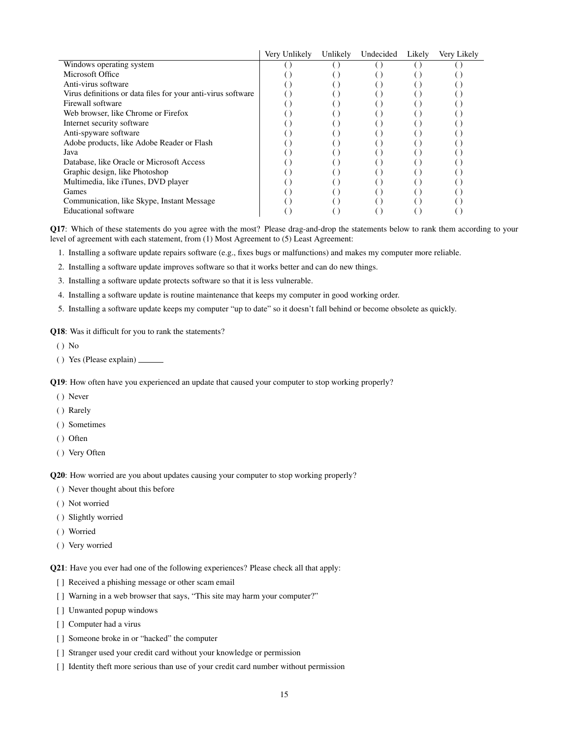| | Very Unlikely | Unlikely | Undecided | Likely | Very Likely |
|---|---|---|---|---|---|
| Windows operating system | ( ) | ( ) | ( ) | ( ) | ( ) |
| Microsoft Office | ( ) | ( ) | ( ) | ( ) | ( ) |
| Anti-virus software | ( ) | ( ) | ( ) | ( ) | ( ) |
| Virus definitions or data files for your anti-virus software | ( ) | ( ) | ( ) | ( ) | ( ) |
| Firewall software | ( ) | ( ) | ( ) | ( ) | ( ) |
| Web browser, like Chrome or Firefox | ( ) | ( ) | ( ) | ( ) | ( ) |
| Internet security software | ( ) | ( ) | ( ) | ( ) | ( ) |
| Anti-spyware software | ( ) | ( ) | ( ) | ( ) | ( ) |
| Adobe products, like Adobe Reader or Flash | ( ) | ( ) | ( ) | ( ) | ( ) |
| Java | ( ) | ( ) | ( ) | ( ) | ( ) |
| Database, like Oracle or Microsoft Access | ( ) | ( ) | ( ) | ( ) | ( ) |
| Graphic design, like Photoshop | ( ) | ( ) | ( ) | ( ) | ( ) |
| Multimedia, like iTunes, DVD player | ( ) | ( ) | ( ) | ( ) | ( ) |
| Games | ( ) | ( ) | ( ) | ( ) | ( ) |
| Communication, like Skype, Instant Message | ( ) | ( ) | ( ) | ( ) | ( ) |
| Educational software | ( ) | ( ) | ( ) | ( ) | ( ) |

**Q17**: Which of these statements do you agree with the most? Please drag-and-drop the statements below to rank them according to your level of agreement with each statement, from (1) Most Agreement to (5) Least Agreement:

1. Installing a software update repairs software (e.g., fixes bugs or malfunctions) and makes my computer more reliable.
2. Installing a software update improves software so that it works better and can do new things.
3. Installing a software update protects software so that it is less vulnerable.
4. Installing a software update is routine maintenance that keeps my computer in good working order.
5. Installing a software update keeps my computer "up to date" so it doesn't fall behind or become obsolete as quickly.

**Q18**: Was it difficult for you to rank the statements?

( ) No

( ) Yes (Please explain) ______

**Q19**: How often have you experienced an update that caused your computer to stop working properly?

( ) Never

( ) Rarely

( ) Sometimes

( ) Often

( ) Very Often

**Q20**: How worried are you about updates causing your computer to stop working properly?

( ) Never thought about this before

( ) Not worried

( ) Slightly worried

( ) Worried

( ) Very worried

**Q21**: Have you ever had one of the following experiences? Please check all that apply:

[ ] Received a phishing message or other scam email

[ ] Warning in a web browser that says, "This site may harm your computer?"

[ ] Unwanted popup windows

[ ] Computer had a virus

[ ] Someone broke in or "hacked" the computer

[ ] Stranger used your credit card without your knowledge or permission

[ ] Identity theft more serious than use of your credit card number without permission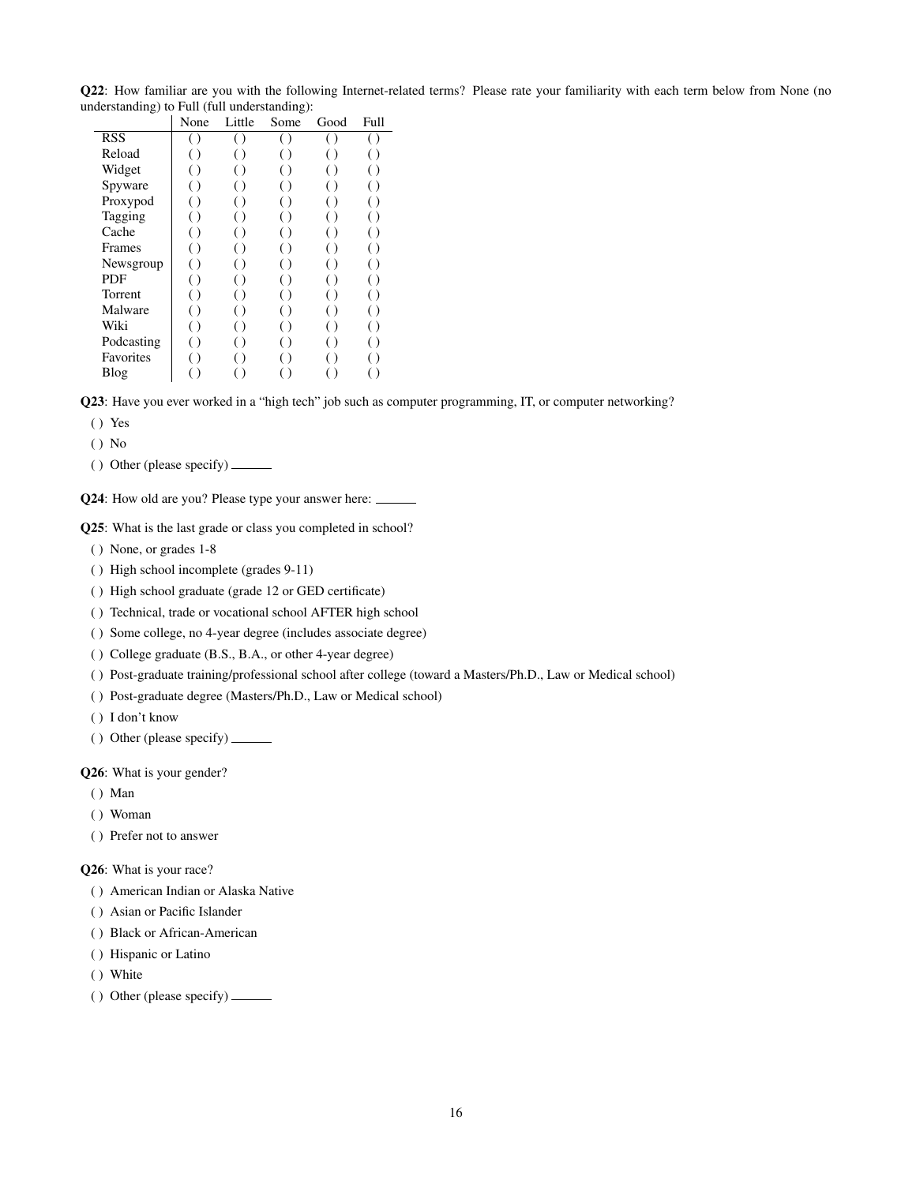**Q22**: How familiar are you with the following Internet-related terms? Please rate your familiarity with each term below from None (no understanding) to Full (full understanding):

| | None | Little | Some | Good | Full |
|---|---|---|---|---|---|
| RSS | ( ) | ( ) | ( ) | ( ) | ( ) |
| Reload | ( ) | ( ) | ( ) | ( ) | ( ) |
| Widget | ( ) | ( ) | ( ) | ( ) | ( ) |
| Spyware | ( ) | ( ) | ( ) | ( ) | ( ) |
| Proxypod | ( ) | ( ) | ( ) | ( ) | ( ) |
| Tagging | ( ) | ( ) | ( ) | ( ) | ( ) |
| Cache | ( ) | ( ) | ( ) | ( ) | ( ) |
| Frames | ( ) | ( ) | ( ) | ( ) | ( ) |
| Newsgroup | ( ) | ( ) | ( ) | ( ) | ( ) |
| PDF | ( ) | ( ) | ( ) | ( ) | ( ) |
| Torrent | ( ) | ( ) | ( ) | ( ) | ( ) |
| Malware | ( ) | ( ) | ( ) | ( ) | ( ) |
| Wiki | ( ) | ( ) | ( ) | ( ) | ( ) |
| Podcasting | ( ) | ( ) | ( ) | ( ) | ( ) |
| Favorites | ( ) | ( ) | ( ) | ( ) | ( ) |
| Blog | ( ) | ( ) | ( ) | ( ) | ( ) |

**Q23**: Have you ever worked in a "high tech" job such as computer programming, IT, or computer networking?

( ) Yes

( ) No

( ) Other (please specify) ______

**Q24**: How old are you? Please type your answer here: ______

**Q25**: What is the last grade or class you completed in school?

( ) None, or grades 1-8

( ) High school incomplete (grades 9-11)

( ) High school graduate (grade 12 or GED certificate)

( ) Technical, trade or vocational school AFTER high school

( ) Some college, no 4-year degree (includes associate degree)

( ) College graduate (B.S., B.A., or other 4-year degree)

( ) Post-graduate training/professional school after college (toward a Masters/Ph.D., Law or Medical school)

( ) Post-graduate degree (Masters/Ph.D., Law or Medical school)

( ) I don't know

( ) Other (please specify) ______

**Q26**: What is your gender?

( ) Man

( ) Woman

( ) Prefer not to answer

**Q26**: What is your race?

( ) American Indian or Alaska Native

( ) Asian or Pacific Islander

( ) Black or African-American

( ) Hispanic or Latino

( ) White

( ) Other (please specify) ______